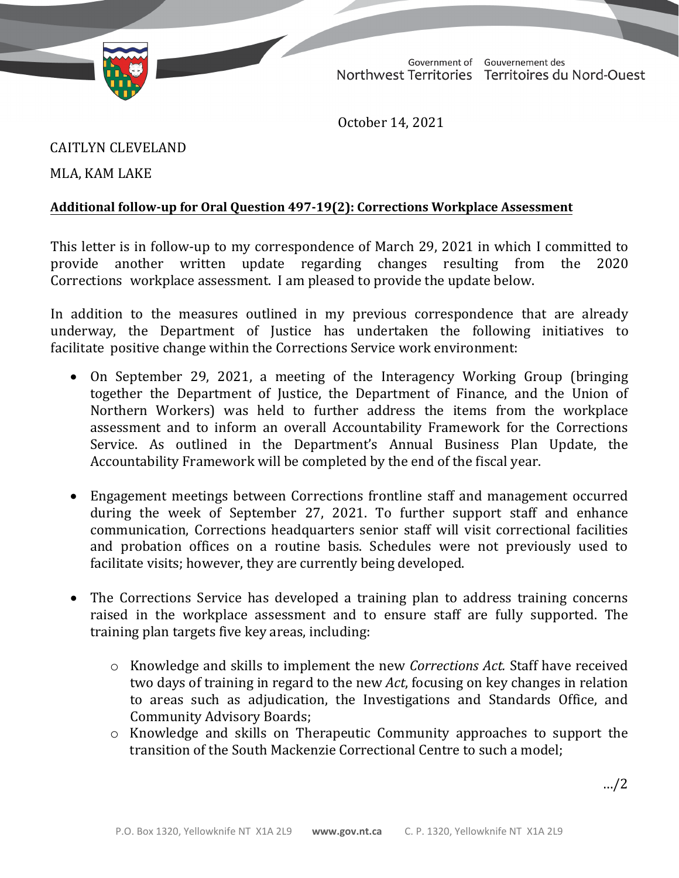Government of Northwest Territories / Gouvernement des Territoires du Nord-Ouest

October 14, 2021

CAITLYN CLEVELAND

MLA, KAM LAKE

**Additional follow-up for Oral Question 497-19(2): Corrections Workplace Assessment**

This letter is in follow-up to my correspondence of March 29, 2021 in which I committed to provide another written update regarding changes resulting from the 2020 Corrections workplace assessment. I am pleased to provide the update below.

In addition to the measures outlined in my previous correspondence that are already underway, the Department of Justice has undertaken the following initiatives to facilitate positive change within the Corrections Service work environment:

- On September 29, 2021, a meeting of the Interagency Working Group (bringing together the Department of Justice, the Department of Finance, and the Union of Northern Workers) was held to further address the items from the workplace assessment and to inform an overall Accountability Framework for the Corrections Service. As outlined in the Department's Annual Business Plan Update, the Accountability Framework will be completed by the end of the fiscal year.

- Engagement meetings between Corrections frontline staff and management occurred during the week of September 27, 2021. To further support staff and enhance communication, Corrections headquarters senior staff will visit correctional facilities and probation offices on a routine basis. Schedules were not previously used to facilitate visits; however, they are currently being developed.

- The Corrections Service has developed a training plan to address training concerns raised in the workplace assessment and to ensure staff are fully supported. The training plan targets five key areas, including:

    - Knowledge and skills to implement the new *Corrections Act.* Staff have received two days of training in regard to the new *Act*, focusing on key changes in relation to areas such as adjudication, the Investigations and Standards Office, and Community Advisory Boards;
    - Knowledge and skills on Therapeutic Community approaches to support the transition of the South Mackenzie Correctional Centre to such a model;

…/2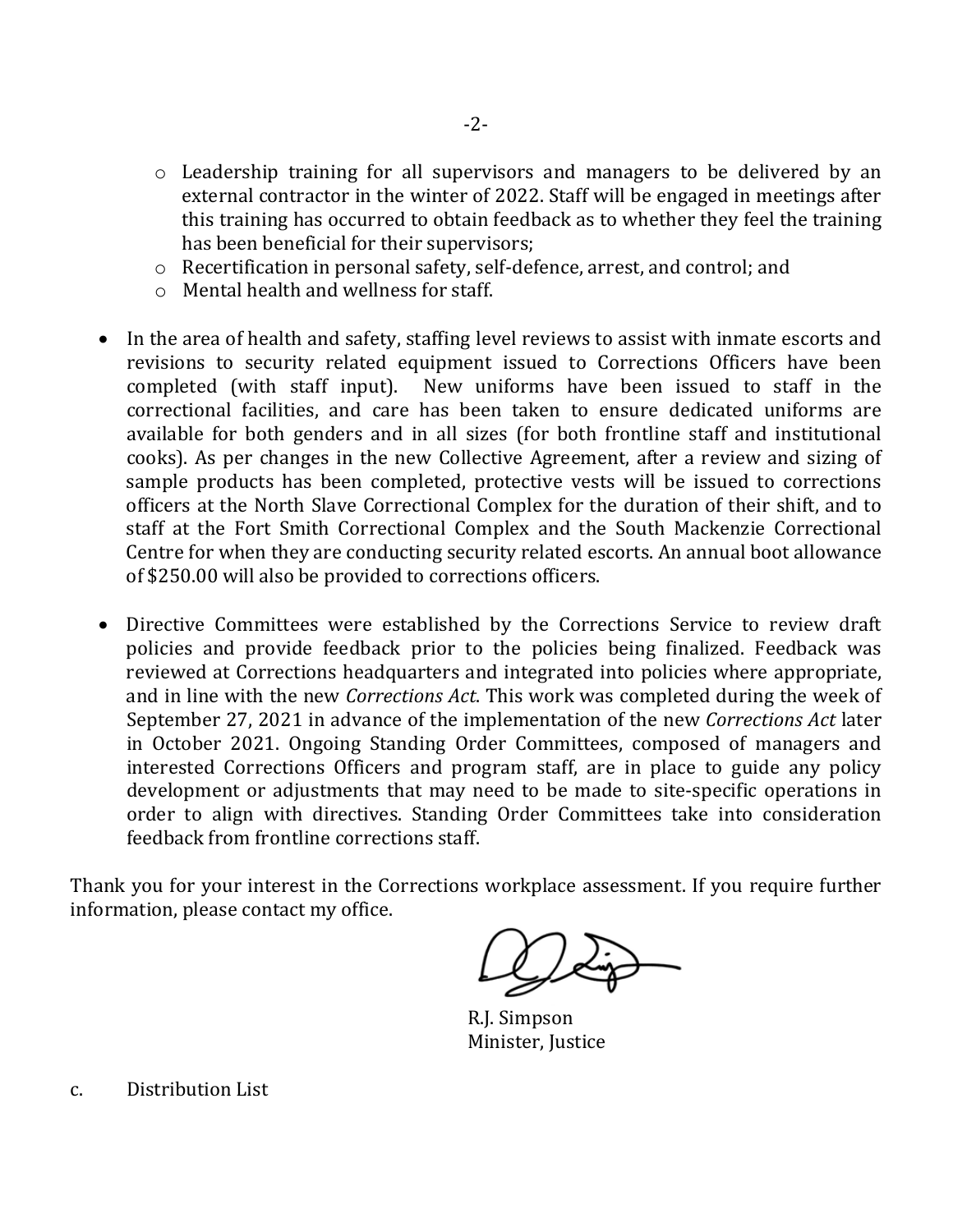- Leadership training for all supervisors and managers to be delivered by an external contractor in the winter of 2022. Staff will be engaged in meetings after this training has occurred to obtain feedback as to whether they feel the training has been beneficial for their supervisors;
    - Recertification in personal safety, self-defence, arrest, and control; and
    - Mental health and wellness for staff.

- In the area of health and safety, staffing level reviews to assist with inmate escorts and revisions to security related equipment issued to Corrections Officers have been completed (with staff input). New uniforms have been issued to staff in the correctional facilities, and care has been taken to ensure dedicated uniforms are available for both genders and in all sizes (for both frontline staff and institutional cooks). As per changes in the new Collective Agreement, after a review and sizing of sample products has been completed, protective vests will be issued to corrections officers at the North Slave Correctional Complex for the duration of their shift, and to staff at the Fort Smith Correctional Complex and the South Mackenzie Correctional Centre for when they are conducting security related escorts. An annual boot allowance of $250.00 will also be provided to corrections officers.

- Directive Committees were established by the Corrections Service to review draft policies and provide feedback prior to the policies being finalized. Feedback was reviewed at Corrections headquarters and integrated into policies where appropriate, and in line with the new *Corrections Act*. This work was completed during the week of September 27, 2021 in advance of the implementation of the new *Corrections Act* later in October 2021. Ongoing Standing Order Committees, composed of managers and interested Corrections Officers and program staff, are in place to guide any policy development or adjustments that may need to be made to site-specific operations in order to align with directives. Standing Order Committees take into consideration feedback from frontline corrections staff.

Thank you for your interest in the Corrections workplace assessment. If you require further information, please contact my office.

R.J. Simpson
Minister, Justice

c. Distribution List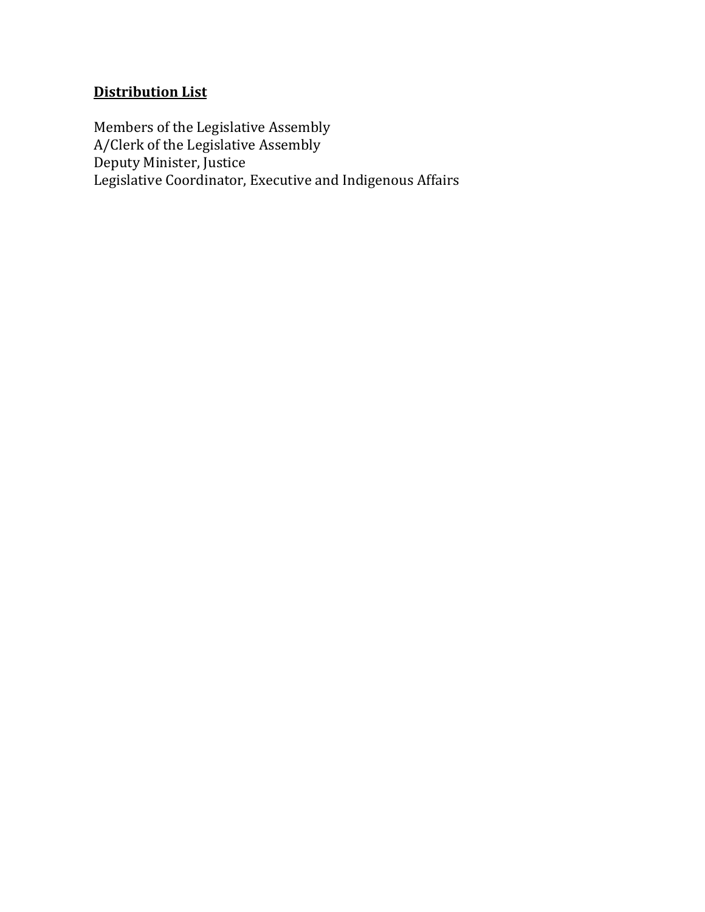**<u>Distribution List</u>**

Members of the Legislative Assembly
A/Clerk of the Legislative Assembly
Deputy Minister, Justice
Legislative Coordinator, Executive and Indigenous Affairs